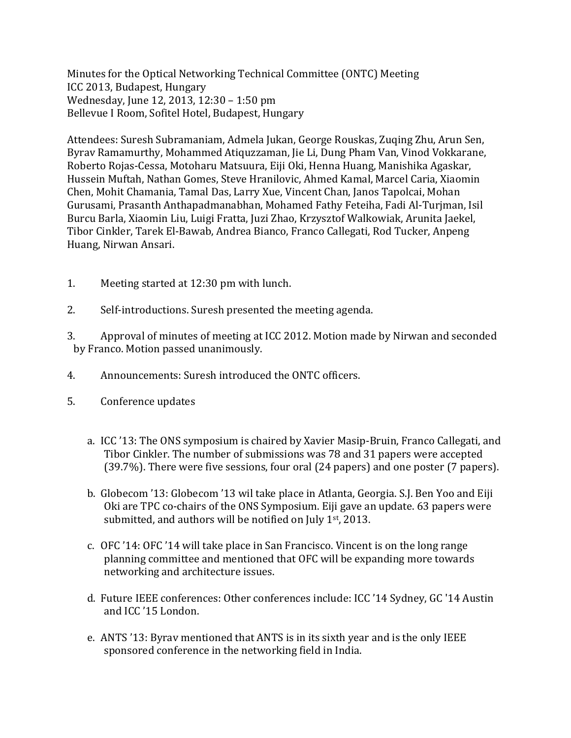Minutes for the Optical Networking Technical Committee (ONTC) Meeting
ICC 2013, Budapest, Hungary
Wednesday, June 12, 2013, 12:30 – 1:50 pm
Bellevue I Room, Sofitel Hotel, Budapest, Hungary

Attendees: Suresh Subramaniam, Admela Jukan, George Rouskas, Zuqing Zhu, Arun Sen, Byrav Ramamurthy, Mohammed Atiquzzaman, Jie Li, Dung Pham Van, Vinod Vokkarane, Roberto Rojas-Cessa, Motoharu Matsuura, Eiji Oki, Henna Huang, Manishika Agaskar, Hussein Muftah, Nathan Gomes, Steve Hranilovic, Ahmed Kamal, Marcel Caria, Xiaomin Chen, Mohit Chamania, Tamal Das, Larry Xue, Vincent Chan, Janos Tapolcai, Mohan Gurusami, Prasanth Anthapadmanabhan, Mohamed Fathy Feteiha, Fadi Al-Turjman, Isil Burcu Barla, Xiaomin Liu, Luigi Fratta, Juzi Zhao, Krzysztof Walkowiak, Arunita Jaekel, Tibor Cinkler, Tarek El-Bawab, Andrea Bianco, Franco Callegati, Rod Tucker, Anpeng Huang, Nirwan Ansari.

1. Meeting started at 12:30 pm with lunch.

2. Self-introductions. Suresh presented the meeting agenda.

3. Approval of minutes of meeting at ICC 2012. Motion made by Nirwan and seconded by Franco. Motion passed unanimously.

4. Announcements: Suresh introduced the ONTC officers.

5. Conference updates

   a. ICC '13: The ONS symposium is chaired by Xavier Masip-Bruin, Franco Callegati, and Tibor Cinkler. The number of submissions was 78 and 31 papers were accepted (39.7%). There were five sessions, four oral (24 papers) and one poster (7 papers).

   b. Globecom '13: Globecom '13 wil take place in Atlanta, Georgia. S.J. Ben Yoo and Eiji Oki are TPC co-chairs of the ONS Symposium. Eiji gave an update. 63 papers were submitted, and authors will be notified on July 1st, 2013.

   c. OFC '14: OFC '14 will take place in San Francisco. Vincent is on the long range planning committee and mentioned that OFC will be expanding more towards networking and architecture issues.

   d. Future IEEE conferences: Other conferences include: ICC '14 Sydney, GC '14 Austin and ICC '15 London.

   e. ANTS '13: Byrav mentioned that ANTS is in its sixth year and is the only IEEE sponsored conference in the networking field in India.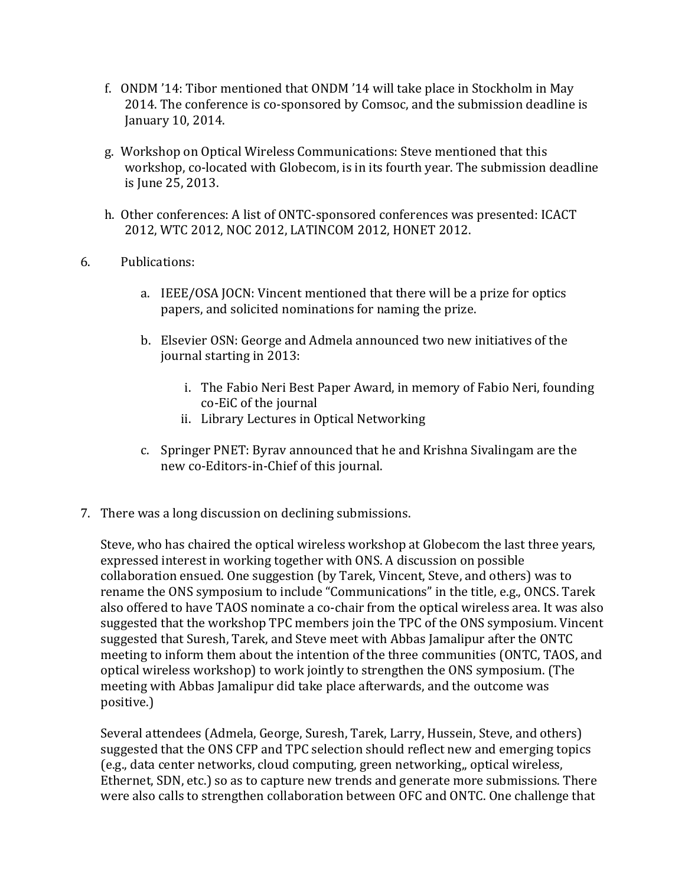f. ONDM '14: Tibor mentioned that ONDM '14 will take place in Stockholm in May 2014. The conference is co-sponsored by Comsoc, and the submission deadline is January 10, 2014.

g. Workshop on Optical Wireless Communications: Steve mentioned that this workshop, co-located with Globecom, is in its fourth year. The submission deadline is June 25, 2013.

h. Other conferences: A list of ONTC-sponsored conferences was presented: ICACT 2012, WTC 2012, NOC 2012, LATINCOM 2012, HONET 2012.

6. Publications:

   a. IEEE/OSA JOCN: Vincent mentioned that there will be a prize for optics papers, and solicited nominations for naming the prize.

   b. Elsevier OSN: George and Admela announced two new initiatives of the journal starting in 2013:

      i. The Fabio Neri Best Paper Award, in memory of Fabio Neri, founding co-EiC of the journal
      ii. Library Lectures in Optical Networking

   c. Springer PNET: Byrav announced that he and Krishna Sivalingam are the new co-Editors-in-Chief of this journal.

7. There was a long discussion on declining submissions.

   Steve, who has chaired the optical wireless workshop at Globecom the last three years, expressed interest in working together with ONS. A discussion on possible collaboration ensued. One suggestion (by Tarek, Vincent, Steve, and others) was to rename the ONS symposium to include "Communications" in the title, e.g., ONCS. Tarek also offered to have TAOS nominate a co-chair from the optical wireless area. It was also suggested that the workshop TPC members join the TPC of the ONS symposium. Vincent suggested that Suresh, Tarek, and Steve meet with Abbas Jamalipur after the ONTC meeting to inform them about the intention of the three communities (ONTC, TAOS, and optical wireless workshop) to work jointly to strengthen the ONS symposium. (The meeting with Abbas Jamalipur did take place afterwards, and the outcome was positive.)

   Several attendees (Admela, George, Suresh, Tarek, Larry, Hussein, Steve, and others) suggested that the ONS CFP and TPC selection should reflect new and emerging topics (e.g., data center networks, cloud computing, green networking,, optical wireless, Ethernet, SDN, etc.) so as to capture new trends and generate more submissions. There were also calls to strengthen collaboration between OFC and ONTC. One challenge that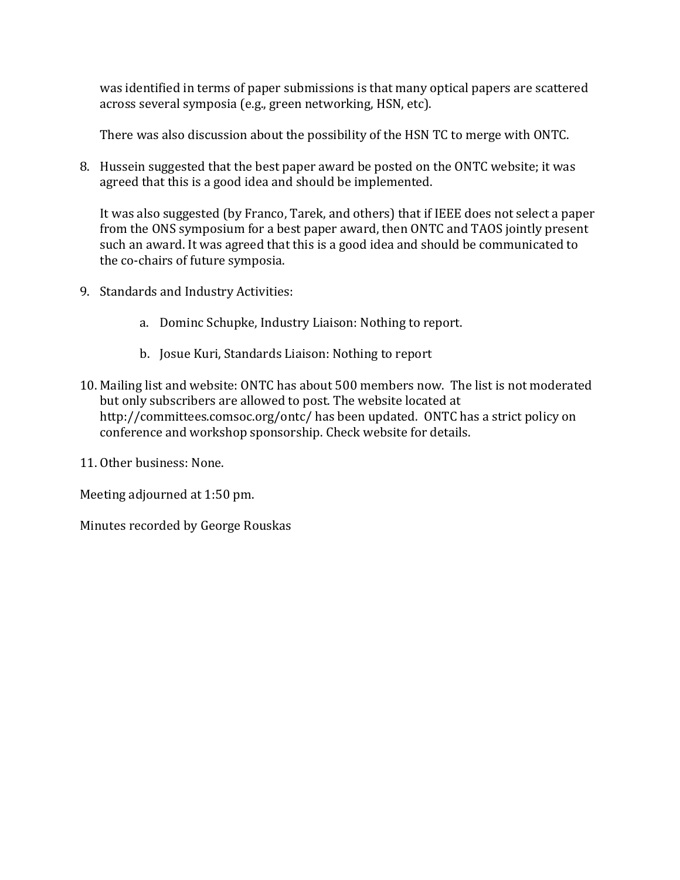was identified in terms of paper submissions is that many optical papers are scattered across several symposia (e.g., green networking, HSN, etc).

There was also discussion about the possibility of the HSN TC to merge with ONTC.

8. Hussein suggested that the best paper award be posted on the ONTC website; it was agreed that this is a good idea and should be implemented.

   It was also suggested (by Franco, Tarek, and others) that if IEEE does not select a paper from the ONS symposium for a best paper award, then ONTC and TAOS jointly present such an award. It was agreed that this is a good idea and should be communicated to the co-chairs of future symposia.

9. Standards and Industry Activities:

   a. Dominc Schupke, Industry Liaison: Nothing to report.

   b. Josue Kuri, Standards Liaison: Nothing to report

10. Mailing list and website: ONTC has about 500 members now. The list is not moderated but only subscribers are allowed to post. The website located at http://committees.comsoc.org/ontc/ has been updated. ONTC has a strict policy on conference and workshop sponsorship. Check website for details.

11. Other business: None.

Meeting adjourned at 1:50 pm.

Minutes recorded by George Rouskas